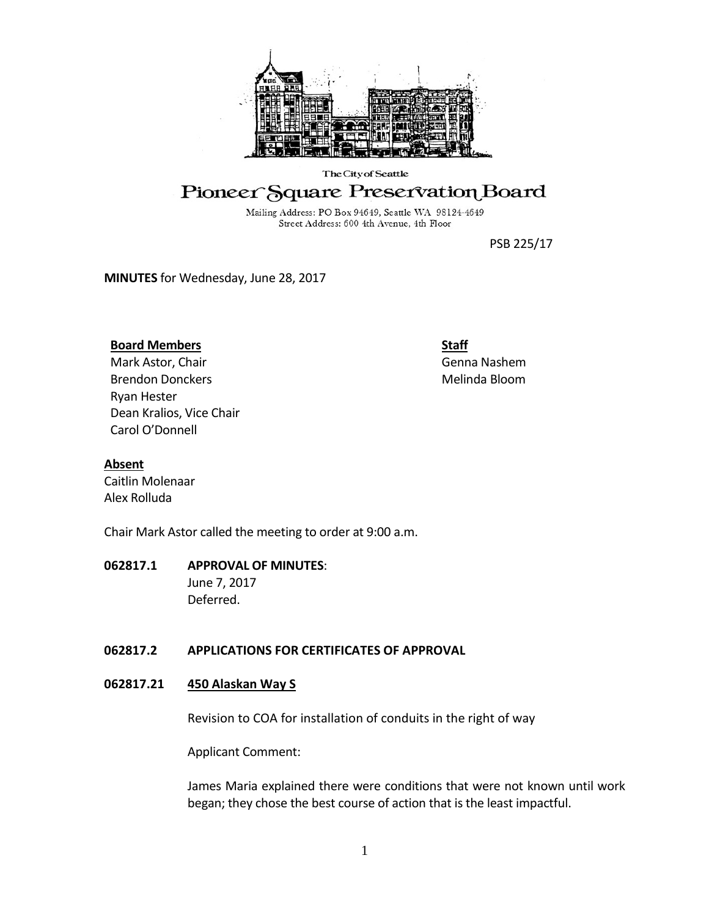The City of Seattle

# Pioneer Square Preservation Board

Mailing Address: PO Box 94649, Seattle WA 98124-4649
Street Address: 600 4th Avenue, 4th Floor

PSB 225/17

**MINUTES** for Wednesday, June 28, 2017

**Board Members**
Mark Astor, Chair
Brendon Donckers
Ryan Hester
Dean Kralios, Vice Chair
Carol O'Donnell

**Staff**
Genna Nashem
Melinda Bloom

**Absent**
Caitlin Molenaar
Alex Rolluda

Chair Mark Astor called the meeting to order at 9:00 a.m.

**062817.1 APPROVAL OF MINUTES**:
June 7, 2017
Deferred.

**062817.2 APPLICATIONS FOR CERTIFICATES OF APPROVAL**

**062817.21 450 Alaskan Way S**

Revision to COA for installation of conduits in the right of way

Applicant Comment:

James Maria explained there were conditions that were not known until work began; they chose the best course of action that is the least impactful.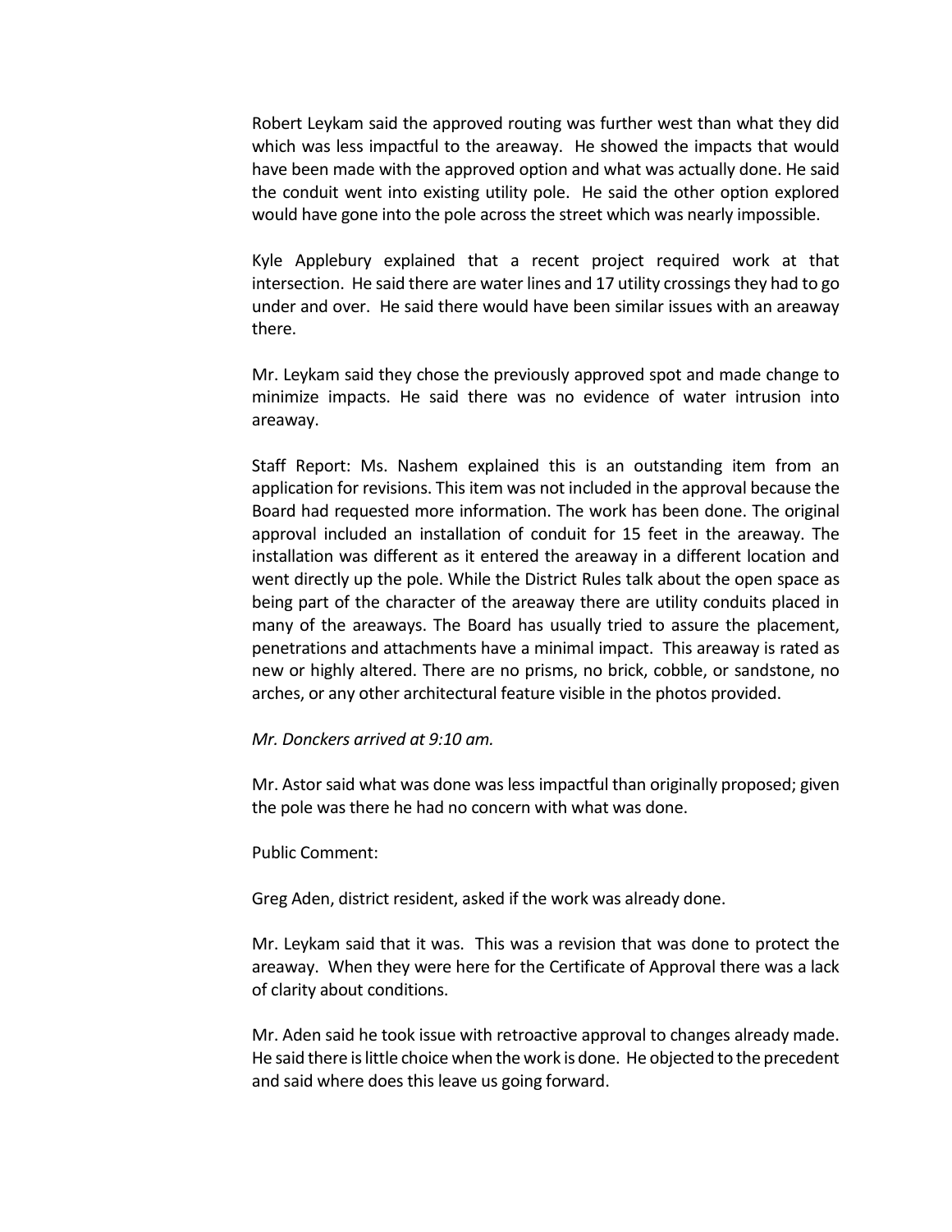Robert Leykam said the approved routing was further west than what they did which was less impactful to the areaway. He showed the impacts that would have been made with the approved option and what was actually done. He said the conduit went into existing utility pole. He said the other option explored would have gone into the pole across the street which was nearly impossible.

Kyle Applebury explained that a recent project required work at that intersection. He said there are water lines and 17 utility crossings they had to go under and over. He said there would have been similar issues with an areaway there.

Mr. Leykam said they chose the previously approved spot and made change to minimize impacts. He said there was no evidence of water intrusion into areaway.

Staff Report: Ms. Nashem explained this is an outstanding item from an application for revisions. This item was not included in the approval because the Board had requested more information. The work has been done. The original approval included an installation of conduit for 15 feet in the areaway. The installation was different as it entered the areaway in a different location and went directly up the pole. While the District Rules talk about the open space as being part of the character of the areaway there are utility conduits placed in many of the areaways. The Board has usually tried to assure the placement, penetrations and attachments have a minimal impact. This areaway is rated as new or highly altered. There are no prisms, no brick, cobble, or sandstone, no arches, or any other architectural feature visible in the photos provided.

*Mr. Donckers arrived at 9:10 am.*

Mr. Astor said what was done was less impactful than originally proposed; given the pole was there he had no concern with what was done.

Public Comment:

Greg Aden, district resident, asked if the work was already done.

Mr. Leykam said that it was. This was a revision that was done to protect the areaway. When they were here for the Certificate of Approval there was a lack of clarity about conditions.

Mr. Aden said he took issue with retroactive approval to changes already made. He said there is little choice when the work is done. He objected to the precedent and said where does this leave us going forward.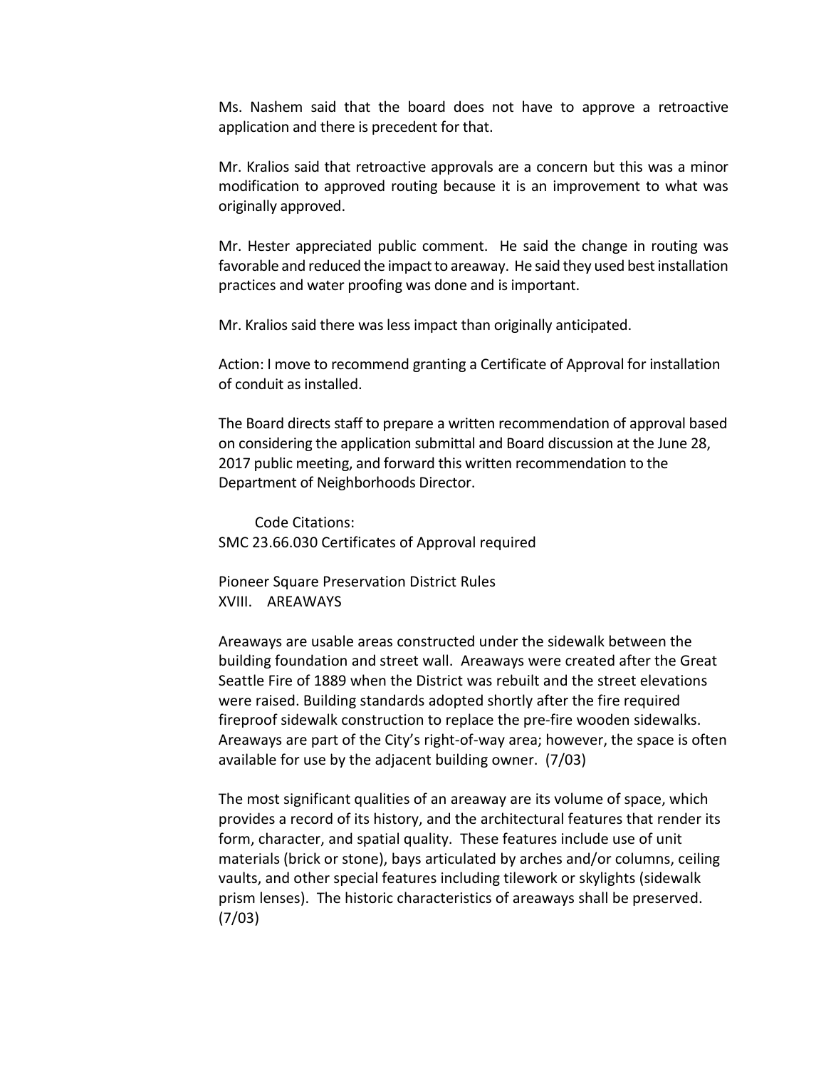Ms. Nashem said that the board does not have to approve a retroactive application and there is precedent for that.

Mr. Kralios said that retroactive approvals are a concern but this was a minor modification to approved routing because it is an improvement to what was originally approved.

Mr. Hester appreciated public comment. He said the change in routing was favorable and reduced the impact to areaway. He said they used best installation practices and water proofing was done and is important.

Mr. Kralios said there was less impact than originally anticipated.

Action: I move to recommend granting a Certificate of Approval for installation of conduit as installed.

The Board directs staff to prepare a written recommendation of approval based on considering the application submittal and Board discussion at the June 28, 2017 public meeting, and forward this written recommendation to the Department of Neighborhoods Director.

Code Citations:
SMC 23.66.030 Certificates of Approval required

Pioneer Square Preservation District Rules
XVIII. AREAWAYS

Areaways are usable areas constructed under the sidewalk between the building foundation and street wall. Areaways were created after the Great Seattle Fire of 1889 when the District was rebuilt and the street elevations were raised. Building standards adopted shortly after the fire required fireproof sidewalk construction to replace the pre-fire wooden sidewalks. Areaways are part of the City's right-of-way area; however, the space is often available for use by the adjacent building owner. (7/03)

The most significant qualities of an areaway are its volume of space, which provides a record of its history, and the architectural features that render its form, character, and spatial quality. These features include use of unit materials (brick or stone), bays articulated by arches and/or columns, ceiling vaults, and other special features including tilework or skylights (sidewalk prism lenses). The historic characteristics of areaways shall be preserved. (7/03)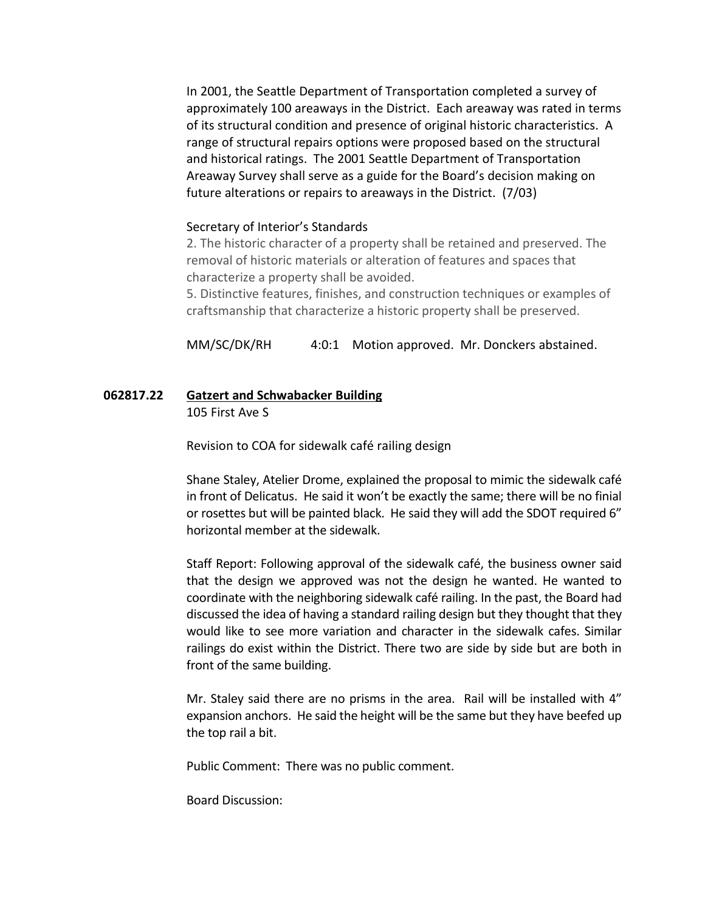In 2001, the Seattle Department of Transportation completed a survey of approximately 100 areaways in the District. Each areaway was rated in terms of its structural condition and presence of original historic characteristics. A range of structural repairs options were proposed based on the structural and historical ratings. The 2001 Seattle Department of Transportation Areaway Survey shall serve as a guide for the Board's decision making on future alterations or repairs to areaways in the District. (7/03)

Secretary of Interior's Standards

2. The historic character of a property shall be retained and preserved. The removal of historic materials or alteration of features and spaces that characterize a property shall be avoided.
5. Distinctive features, finishes, and construction techniques or examples of craftsmanship that characterize a historic property shall be preserved.

MM/SC/DK/RH 4:0:1 Motion approved. Mr. Donckers abstained.

**062817.22** **Gatzert and Schwabacker Building**
105 First Ave S

Revision to COA for sidewalk café railing design

Shane Staley, Atelier Drome, explained the proposal to mimic the sidewalk café in front of Delicatus. He said it won't be exactly the same; there will be no finial or rosettes but will be painted black. He said they will add the SDOT required 6" horizontal member at the sidewalk.

Staff Report: Following approval of the sidewalk café, the business owner said that the design we approved was not the design he wanted. He wanted to coordinate with the neighboring sidewalk café railing. In the past, the Board had discussed the idea of having a standard railing design but they thought that they would like to see more variation and character in the sidewalk cafes. Similar railings do exist within the District. There two are side by side but are both in front of the same building.

Mr. Staley said there are no prisms in the area. Rail will be installed with 4" expansion anchors. He said the height will be the same but they have beefed up the top rail a bit.

Public Comment: There was no public comment.

Board Discussion: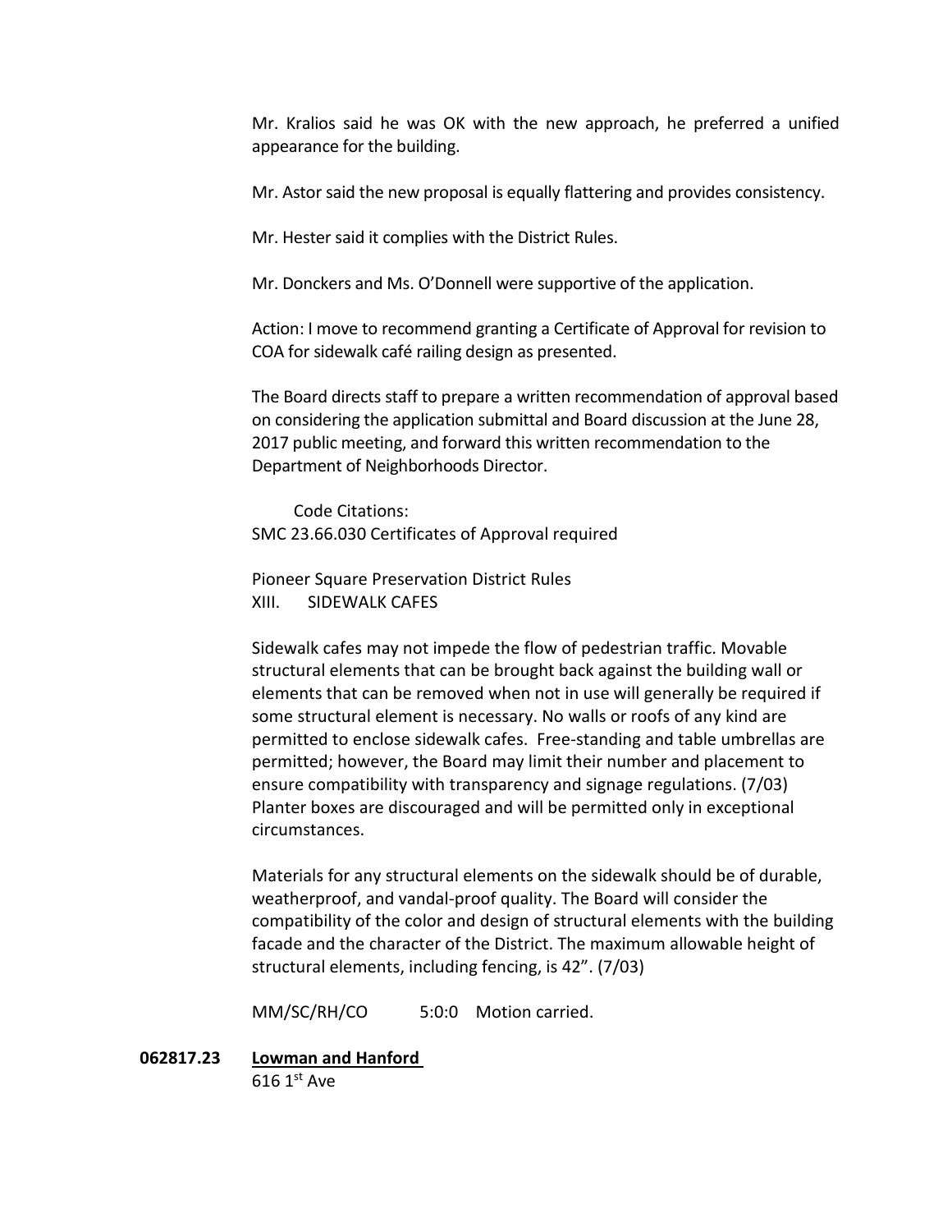Mr. Kralios said he was OK with the new approach, he preferred a unified appearance for the building.

Mr. Astor said the new proposal is equally flattering and provides consistency.

Mr. Hester said it complies with the District Rules.

Mr. Donckers and Ms. O'Donnell were supportive of the application.

Action: I move to recommend granting a Certificate of Approval for revision to COA for sidewalk café railing design as presented.

The Board directs staff to prepare a written recommendation of approval based on considering the application submittal and Board discussion at the June 28, 2017 public meeting, and forward this written recommendation to the Department of Neighborhoods Director.

Code Citations:
SMC 23.66.030 Certificates of Approval required

Pioneer Square Preservation District Rules
XIII. SIDEWALK CAFES

Sidewalk cafes may not impede the flow of pedestrian traffic. Movable structural elements that can be brought back against the building wall or elements that can be removed when not in use will generally be required if some structural element is necessary. No walls or roofs of any kind are permitted to enclose sidewalk cafes. Free-standing and table umbrellas are permitted; however, the Board may limit their number and placement to ensure compatibility with transparency and signage regulations. (7/03) Planter boxes are discouraged and will be permitted only in exceptional circumstances.

Materials for any structural elements on the sidewalk should be of durable, weatherproof, and vandal-proof quality. The Board will consider the compatibility of the color and design of structural elements with the building facade and the character of the District. The maximum allowable height of structural elements, including fencing, is 42". (7/03)

MM/SC/RH/CO 5:0:0 Motion carried.

**062817.23** **Lowman and Hanford**
616 1st Ave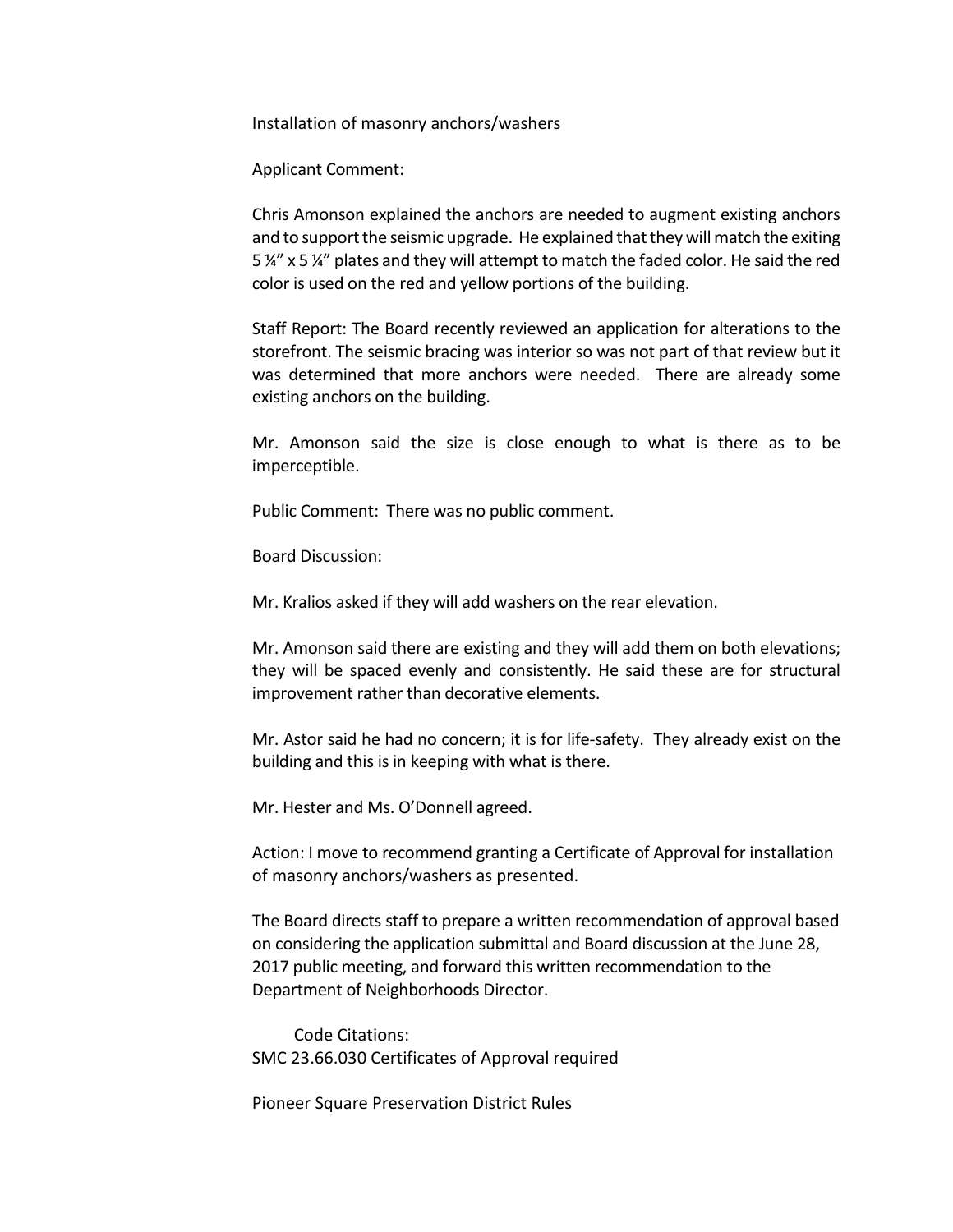Installation of masonry anchors/washers

Applicant Comment:

Chris Amonson explained the anchors are needed to augment existing anchors and to support the seismic upgrade. He explained that they will match the exiting 5 ¼" x 5 ¼" plates and they will attempt to match the faded color. He said the red color is used on the red and yellow portions of the building.

Staff Report: The Board recently reviewed an application for alterations to the storefront. The seismic bracing was interior so was not part of that review but it was determined that more anchors were needed. There are already some existing anchors on the building.

Mr. Amonson said the size is close enough to what is there as to be imperceptible.

Public Comment: There was no public comment.

Board Discussion:

Mr. Kralios asked if they will add washers on the rear elevation.

Mr. Amonson said there are existing and they will add them on both elevations; they will be spaced evenly and consistently. He said these are for structural improvement rather than decorative elements.

Mr. Astor said he had no concern; it is for life-safety. They already exist on the building and this is in keeping with what is there.

Mr. Hester and Ms. O'Donnell agreed.

Action: I move to recommend granting a Certificate of Approval for installation of masonry anchors/washers as presented.

The Board directs staff to prepare a written recommendation of approval based on considering the application submittal and Board discussion at the June 28, 2017 public meeting, and forward this written recommendation to the Department of Neighborhoods Director.

Code Citations:
SMC 23.66.030 Certificates of Approval required

Pioneer Square Preservation District Rules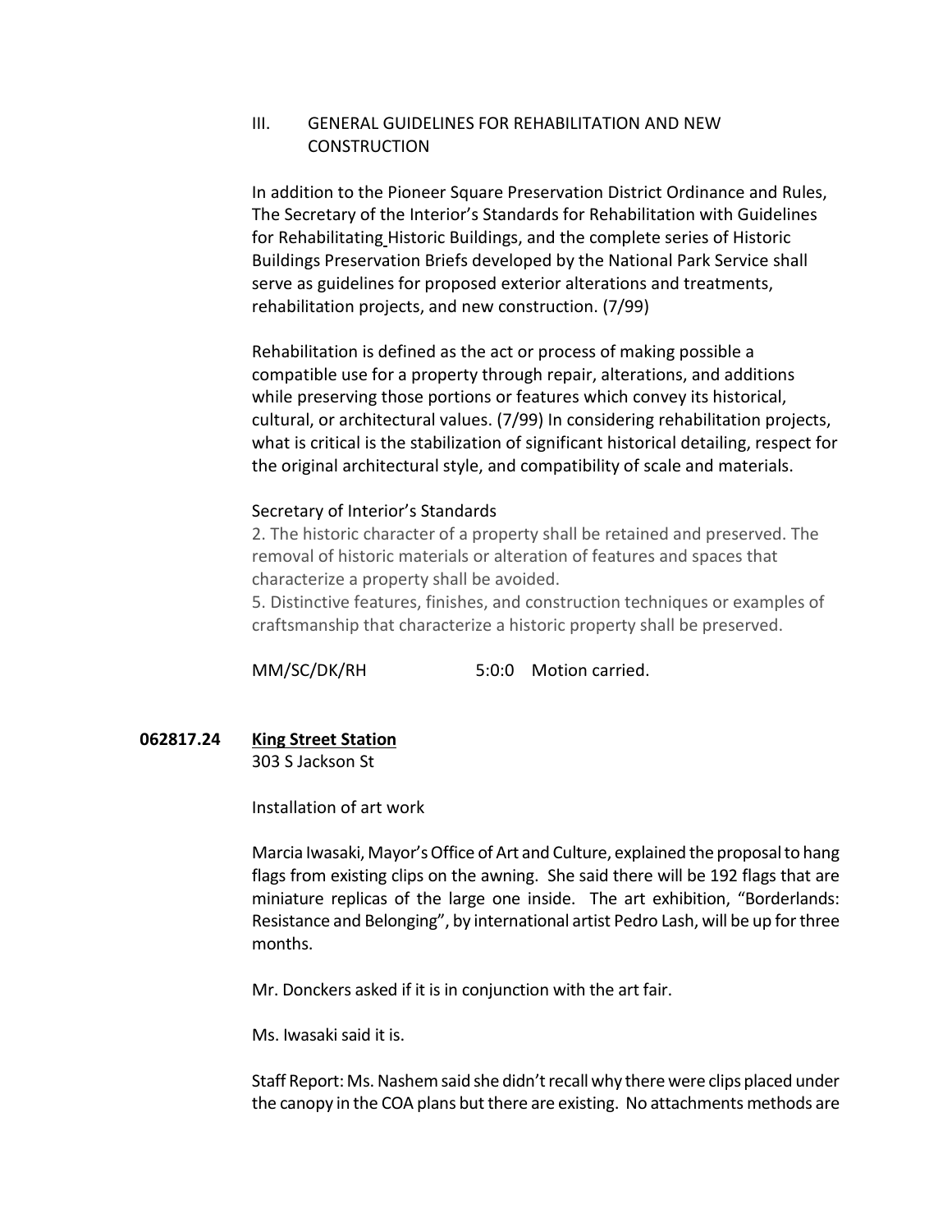III. GENERAL GUIDELINES FOR REHABILITATION AND NEW CONSTRUCTION

In addition to the Pioneer Square Preservation District Ordinance and Rules, The Secretary of the Interior's Standards for Rehabilitation with Guidelines for Rehabilitating Historic Buildings, and the complete series of Historic Buildings Preservation Briefs developed by the National Park Service shall serve as guidelines for proposed exterior alterations and treatments, rehabilitation projects, and new construction. (7/99)

Rehabilitation is defined as the act or process of making possible a compatible use for a property through repair, alterations, and additions while preserving those portions or features which convey its historical, cultural, or architectural values. (7/99) In considering rehabilitation projects, what is critical is the stabilization of significant historical detailing, respect for the original architectural style, and compatibility of scale and materials.

Secretary of Interior's Standards

2. The historic character of a property shall be retained and preserved. The removal of historic materials or alteration of features and spaces that characterize a property shall be avoided.
5. Distinctive features, finishes, and construction techniques or examples of craftsmanship that characterize a historic property shall be preserved.

MM/SC/DK/RH 5:0:0 Motion carried.

**062817.24** **King Street Station**
303 S Jackson St

Installation of art work

Marcia Iwasaki, Mayor's Office of Art and Culture, explained the proposal to hang flags from existing clips on the awning. She said there will be 192 flags that are miniature replicas of the large one inside. The art exhibition, "Borderlands: Resistance and Belonging", by international artist Pedro Lash, will be up for three months.

Mr. Donckers asked if it is in conjunction with the art fair.

Ms. Iwasaki said it is.

Staff Report: Ms. Nashem said she didn't recall why there were clips placed under the canopy in the COA plans but there are existing. No attachments methods are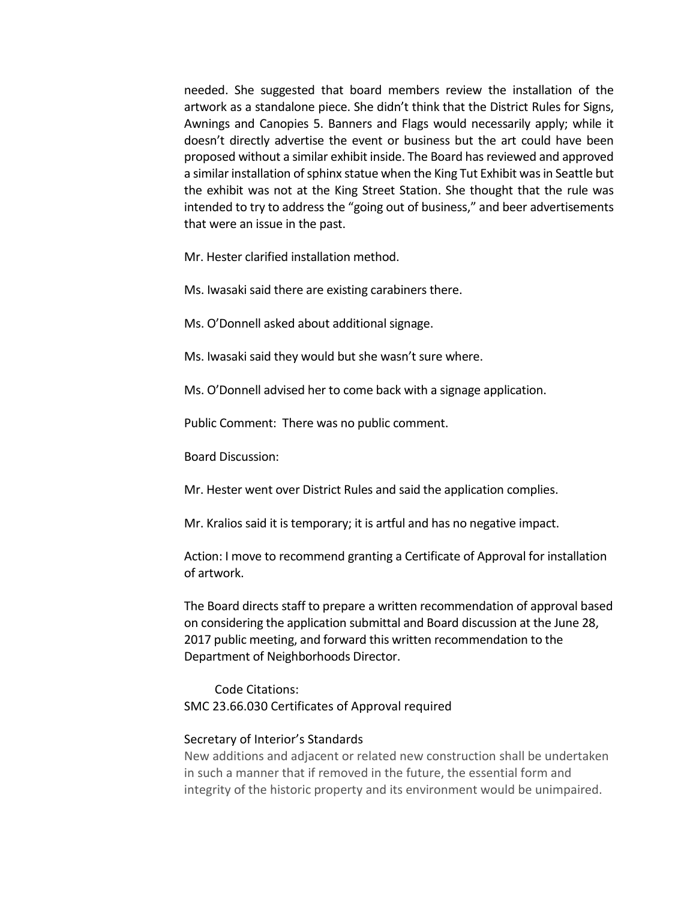needed. She suggested that board members review the installation of the artwork as a standalone piece. She didn't think that the District Rules for Signs, Awnings and Canopies 5. Banners and Flags would necessarily apply; while it doesn't directly advertise the event or business but the art could have been proposed without a similar exhibit inside. The Board has reviewed and approved a similar installation of sphinx statue when the King Tut Exhibit was in Seattle but the exhibit was not at the King Street Station. She thought that the rule was intended to try to address the "going out of business," and beer advertisements that were an issue in the past.

Mr. Hester clarified installation method.

Ms. Iwasaki said there are existing carabiners there.

Ms. O'Donnell asked about additional signage.

Ms. Iwasaki said they would but she wasn't sure where.

Ms. O'Donnell advised her to come back with a signage application.

Public Comment: There was no public comment.

Board Discussion:

Mr. Hester went over District Rules and said the application complies.

Mr. Kralios said it is temporary; it is artful and has no negative impact.

Action: I move to recommend granting a Certificate of Approval for installation of artwork.

The Board directs staff to prepare a written recommendation of approval based on considering the application submittal and Board discussion at the June 28, 2017 public meeting, and forward this written recommendation to the Department of Neighborhoods Director.

Code Citations:
SMC 23.66.030 Certificates of Approval required

Secretary of Interior's Standards
New additions and adjacent or related new construction shall be undertaken in such a manner that if removed in the future, the essential form and integrity of the historic property and its environment would be unimpaired.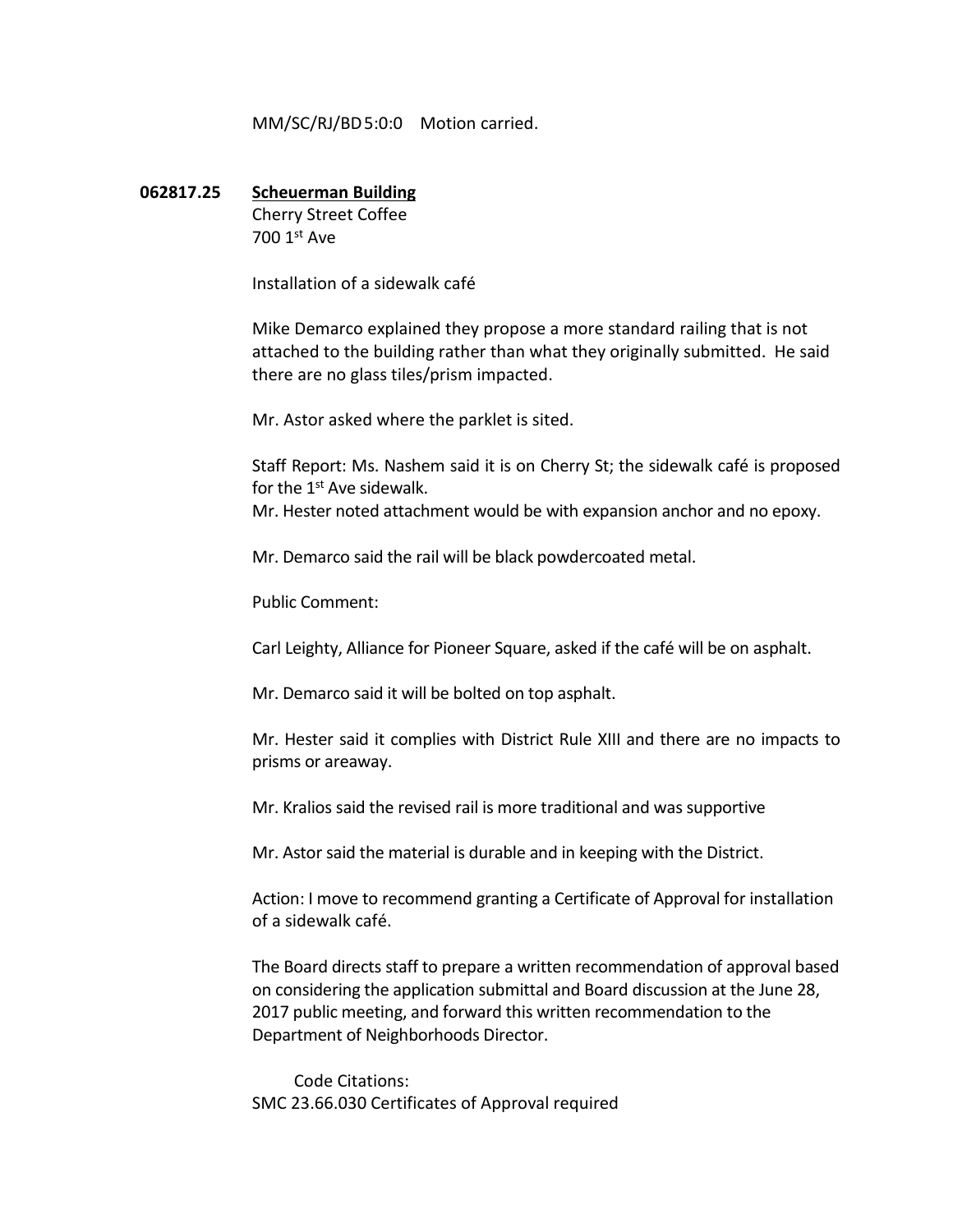MM/SC/RJ/BD 5:0:0 Motion carried.

**062817.25** **<u>Scheuerman Building</u>**
Cherry Street Coffee
700 1st Ave

Installation of a sidewalk café

Mike Demarco explained they propose a more standard railing that is not attached to the building rather than what they originally submitted. He said there are no glass tiles/prism impacted.

Mr. Astor asked where the parklet is sited.

Staff Report: Ms. Nashem said it is on Cherry St; the sidewalk café is proposed for the 1st Ave sidewalk.
Mr. Hester noted attachment would be with expansion anchor and no epoxy.

Mr. Demarco said the rail will be black powdercoated metal.

Public Comment:

Carl Leighty, Alliance for Pioneer Square, asked if the café will be on asphalt.

Mr. Demarco said it will be bolted on top asphalt.

Mr. Hester said it complies with District Rule XIII and there are no impacts to prisms or areaway.

Mr. Kralios said the revised rail is more traditional and was supportive

Mr. Astor said the material is durable and in keeping with the District.

Action: I move to recommend granting a Certificate of Approval for installation of a sidewalk café.

The Board directs staff to prepare a written recommendation of approval based on considering the application submittal and Board discussion at the June 28, 2017 public meeting, and forward this written recommendation to the Department of Neighborhoods Director.

Code Citations:
SMC 23.66.030 Certificates of Approval required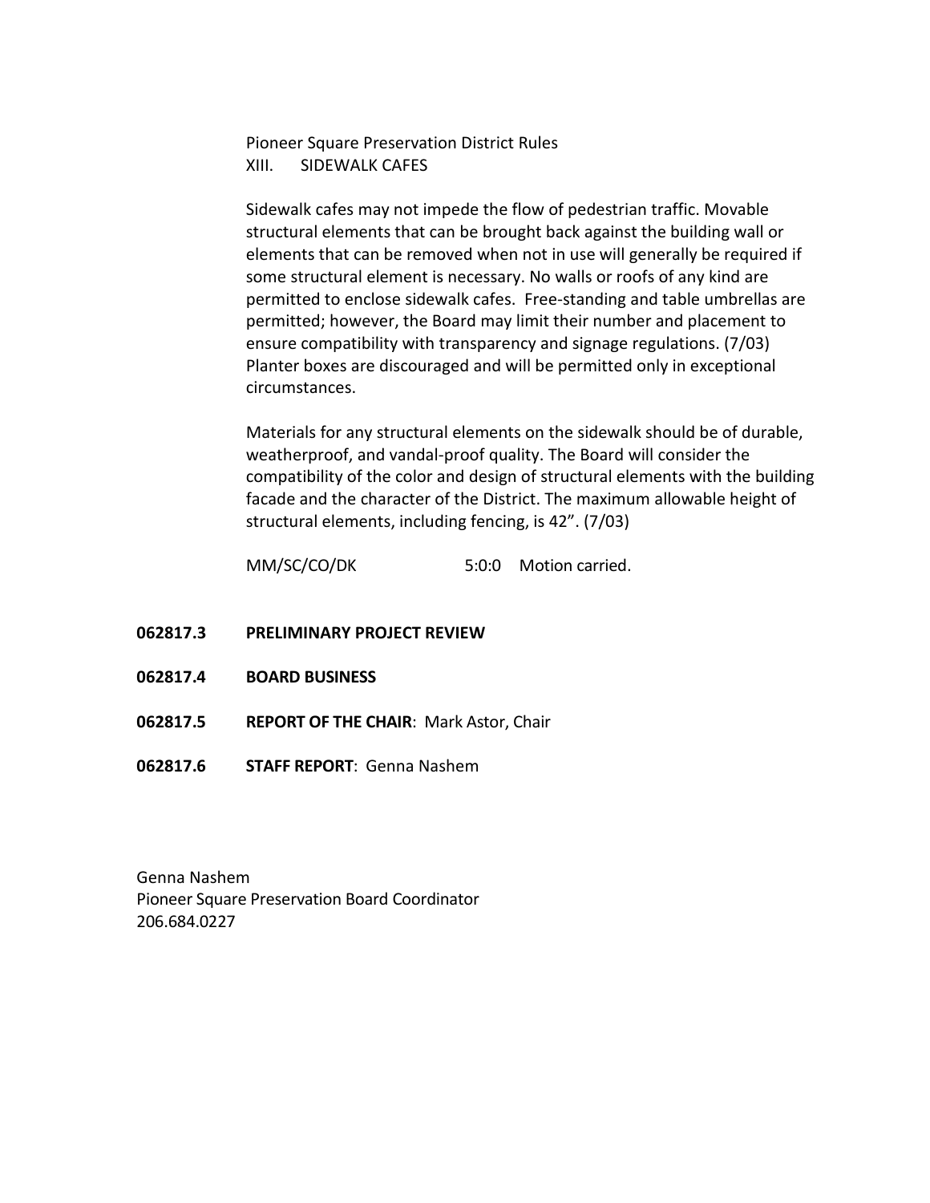Pioneer Square Preservation District Rules
XIII. SIDEWALK CAFES

Sidewalk cafes may not impede the flow of pedestrian traffic. Movable structural elements that can be brought back against the building wall or elements that can be removed when not in use will generally be required if some structural element is necessary. No walls or roofs of any kind are permitted to enclose sidewalk cafes. Free-standing and table umbrellas are permitted; however, the Board may limit their number and placement to ensure compatibility with transparency and signage regulations. (7/03) Planter boxes are discouraged and will be permitted only in exceptional circumstances.

Materials for any structural elements on the sidewalk should be of durable, weatherproof, and vandal-proof quality. The Board will consider the compatibility of the color and design of structural elements with the building facade and the character of the District. The maximum allowable height of structural elements, including fencing, is 42". (7/03)

MM/SC/CO/DK 5:0:0 Motion carried.

**062817.3 PRELIMINARY PROJECT REVIEW**

**062817.4 BOARD BUSINESS**

**062817.5 REPORT OF THE CHAIR**: Mark Astor, Chair

**062817.6 STAFF REPORT**: Genna Nashem

Genna Nashem
Pioneer Square Preservation Board Coordinator
206.684.0227